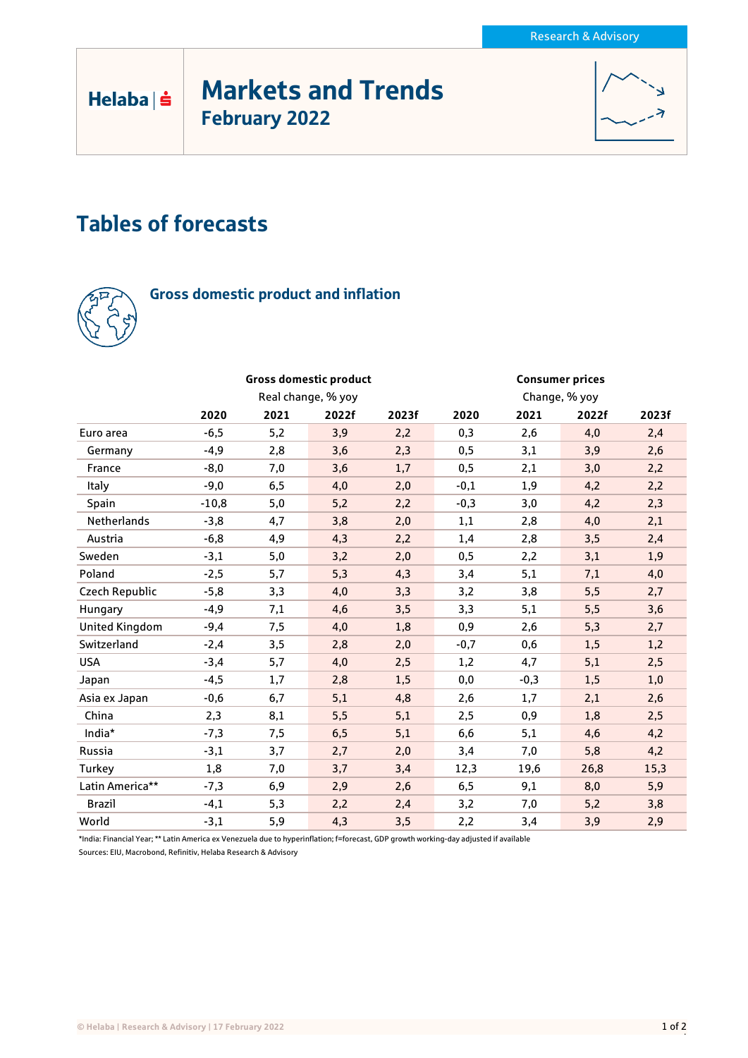Research & Advisory

Helaba

# Markets and Trends

## February 2022

# Tables of forecasts

### Gross domestic product and inflation

| | Gross domestic product | | | | Consumer prices | | | |
|---|---|---|---|---|---|---|---|---|
| | Real change, % yoy | | | | Change, % yoy | | | |
| | 2020 | 2021 | 2022f | 2023f | 2020 | 2021 | 2022f | 2023f |
| Euro area | -6,5 | 5,2 | 3,9 | 2,2 | 0,3 | 2,6 | 4,0 | 2,4 |
| Germany | -4,9 | 2,8 | 3,6 | 2,3 | 0,5 | 3,1 | 3,9 | 2,6 |
| France | -8,0 | 7,0 | 3,6 | 1,7 | 0,5 | 2,1 | 3,0 | 2,2 |
| Italy | -9,0 | 6,5 | 4,0 | 2,0 | -0,1 | 1,9 | 4,2 | 2,2 |
| Spain | -10,8 | 5,0 | 5,2 | 2,2 | -0,3 | 3,0 | 4,2 | 2,3 |
| Netherlands | -3,8 | 4,7 | 3,8 | 2,0 | 1,1 | 2,8 | 4,0 | 2,1 |
| Austria | -6,8 | 4,9 | 4,3 | 2,2 | 1,4 | 2,8 | 3,5 | 2,4 |
| Sweden | -3,1 | 5,0 | 3,2 | 2,0 | 0,5 | 2,2 | 3,1 | 1,9 |
| Poland | -2,5 | 5,7 | 5,3 | 4,3 | 3,4 | 5,1 | 7,1 | 4,0 |
| Czech Republic | -5,8 | 3,3 | 4,0 | 3,3 | 3,2 | 3,8 | 5,5 | 2,7 |
| Hungary | -4,9 | 7,1 | 4,6 | 3,5 | 3,3 | 5,1 | 5,5 | 3,6 |
| United Kingdom | -9,4 | 7,5 | 4,0 | 1,8 | 0,9 | 2,6 | 5,3 | 2,7 |
| Switzerland | -2,4 | 3,5 | 2,8 | 2,0 | -0,7 | 0,6 | 1,5 | 1,2 |
| USA | -3,4 | 5,7 | 4,0 | 2,5 | 1,2 | 4,7 | 5,1 | 2,5 |
| Japan | -4,5 | 1,7 | 2,8 | 1,5 | 0,0 | -0,3 | 1,5 | 1,0 |
| Asia ex Japan | -0,6 | 6,7 | 5,1 | 4,8 | 2,6 | 1,7 | 2,1 | 2,6 |
| China | 2,3 | 8,1 | 5,5 | 5,1 | 2,5 | 0,9 | 1,8 | 2,5 |
| India* | -7,3 | 7,5 | 6,5 | 5,1 | 6,6 | 5,1 | 4,6 | 4,2 |
| Russia | -3,1 | 3,7 | 2,7 | 2,0 | 3,4 | 7,0 | 5,8 | 4,2 |
| Turkey | 1,8 | 7,0 | 3,7 | 3,4 | 12,3 | 19,6 | 26,8 | 15,3 |
| Latin America** | -7,3 | 6,9 | 2,9 | 2,6 | 6,5 | 9,1 | 8,0 | 5,9 |
| Brazil | -4,1 | 5,3 | 2,2 | 2,4 | 3,2 | 7,0 | 5,2 | 3,8 |
| World | -3,1 | 5,9 | 4,3 | 3,5 | 2,2 | 3,4 | 3,9 | 2,9 |

*India: Financial Year; ** Latin America ex Venezuela due to hyperinflation; f=forecast, GDP growth working-day adjusted if available

Sources: EIU, Macrobond, Refinitiv, Helaba Research & Advisory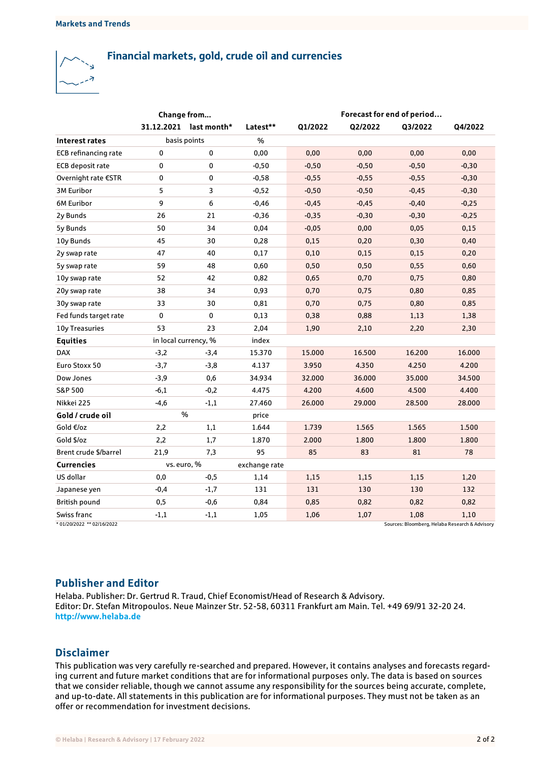## Financial markets, gold, crude oil and currencies

| | Change from... | | | Forecast for end of period... | | | |
|---|---|---|---|---|---|---|---|
| | 31.12.2021 | last month* | Latest** | Q1/2022 | Q2/2022 | Q3/2022 | Q4/2022 |
| **Interest rates** | basis points | | % | | | | |
| ECB refinancing rate | 0 | 0 | 0,00 | 0,00 | 0,00 | 0,00 | 0,00 |
| ECB deposit rate | 0 | 0 | -0,50 | -0,50 | -0,50 | -0,50 | -0,30 |
| Overnight rate €STR | 0 | 0 | -0,58 | -0,55 | -0,55 | -0,55 | -0,30 |
| 3M Euribor | 5 | 3 | -0,52 | -0,50 | -0,50 | -0,45 | -0,30 |
| 6M Euribor | 9 | 6 | -0,46 | -0,45 | -0,45 | -0,40 | -0,25 |
| 2y Bunds | 26 | 21 | -0,36 | -0,35 | -0,30 | -0,30 | -0,25 |
| 5y Bunds | 50 | 34 | 0,04 | -0,05 | 0,00 | 0,05 | 0,15 |
| 10y Bunds | 45 | 30 | 0,28 | 0,15 | 0,20 | 0,30 | 0,40 |
| 2y swap rate | 47 | 40 | 0,17 | 0,10 | 0,15 | 0,15 | 0,20 |
| 5y swap rate | 59 | 48 | 0,60 | 0,50 | 0,50 | 0,55 | 0,60 |
| 10y swap rate | 52 | 42 | 0,82 | 0,65 | 0,70 | 0,75 | 0,80 |
| 20y swap rate | 38 | 34 | 0,93 | 0,70 | 0,75 | 0,80 | 0,85 |
| 30y swap rate | 33 | 30 | 0,81 | 0,70 | 0,75 | 0,80 | 0,85 |
| Fed funds target rate | 0 | 0 | 0,13 | 0,38 | 0,88 | 1,13 | 1,38 |
| 10y Treasuries | 53 | 23 | 2,04 | 1,90 | 2,10 | 2,20 | 2,30 |
| **Equities** | in local currency, % | | index | | | | |
| DAX | -3,2 | -3,4 | 15.370 | 15.000 | 16.500 | 16.200 | 16.000 |
| Euro Stoxx 50 | -3,7 | -3,8 | 4.137 | 3.950 | 4.350 | 4.250 | 4.200 |
| Dow Jones | -3,9 | 0,6 | 34.934 | 32.000 | 36.000 | 35.000 | 34.500 |
| S&P 500 | -6,1 | -0,2 | 4.475 | 4.200 | 4.600 | 4.500 | 4.400 |
| Nikkei 225 | -4,6 | -1,1 | 27.460 | 26.000 | 29.000 | 28.500 | 28.000 |
| **Gold / crude oil** | % | | price | | | | |
| Gold €/oz | 2,2 | 1,1 | 1.644 | 1.739 | 1.565 | 1.565 | 1.500 |
| Gold $/oz | 2,2 | 1,7 | 1.870 | 2.000 | 1.800 | 1.800 | 1.800 |
| Brent crude $/barrel | 21,9 | 7,3 | 95 | 85 | 83 | 81 | 78 |
| **Currencies** | vs. euro, % | | exchange rate | | | | |
| US dollar | 0,0 | -0,5 | 1,14 | 1,15 | 1,15 | 1,15 | 1,20 |
| Japanese yen | -0,4 | -1,7 | 131 | 131 | 130 | 130 | 132 |
| British pound | 0,5 | -0,6 | 0,84 | 0,85 | 0,82 | 0,82 | 0,82 |
| Swiss franc | -1,1 | -1,1 | 1,05 | 1,06 | 1,07 | 1,08 | 1,10 |

\* 01/20/2022 ** 02/16/2022

Sources: Bloomberg, Helaba Research & Advisory

## Publisher and Editor

Helaba. Publisher: Dr. Gertrud R. Traud, Chief Economist/Head of Research & Advisory.
Editor: Dr. Stefan Mitropoulos. Neue Mainzer Str. 52-58, 60311 Frankfurt am Main. Tel. +49 69/91 32-20 24.
**http://www.helaba.de**

## Disclaimer

This publication was very carefully re-searched and prepared. However, it contains analyses and forecasts regarding current and future market conditions that are for informational purposes only. The data is based on sources that we consider reliable, though we cannot assume any responsibility for the sources being accurate, complete, and up-to-date. All statements in this publication are for informational purposes. They must not be taken as an offer or recommendation for investment decisions.